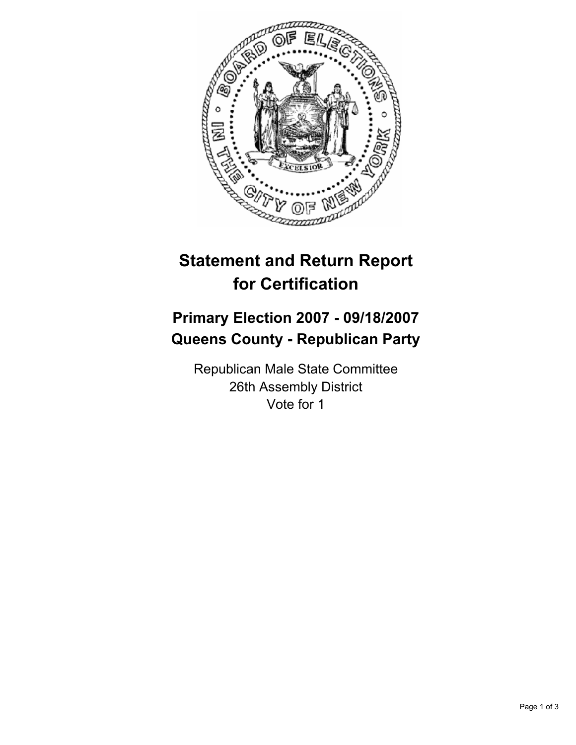# Statement and Return Report for Certification

## Primary Election 2007 - 09/18/2007
## Queens County - Republican Party

Republican Male State Committee
26th Assembly District
Vote for 1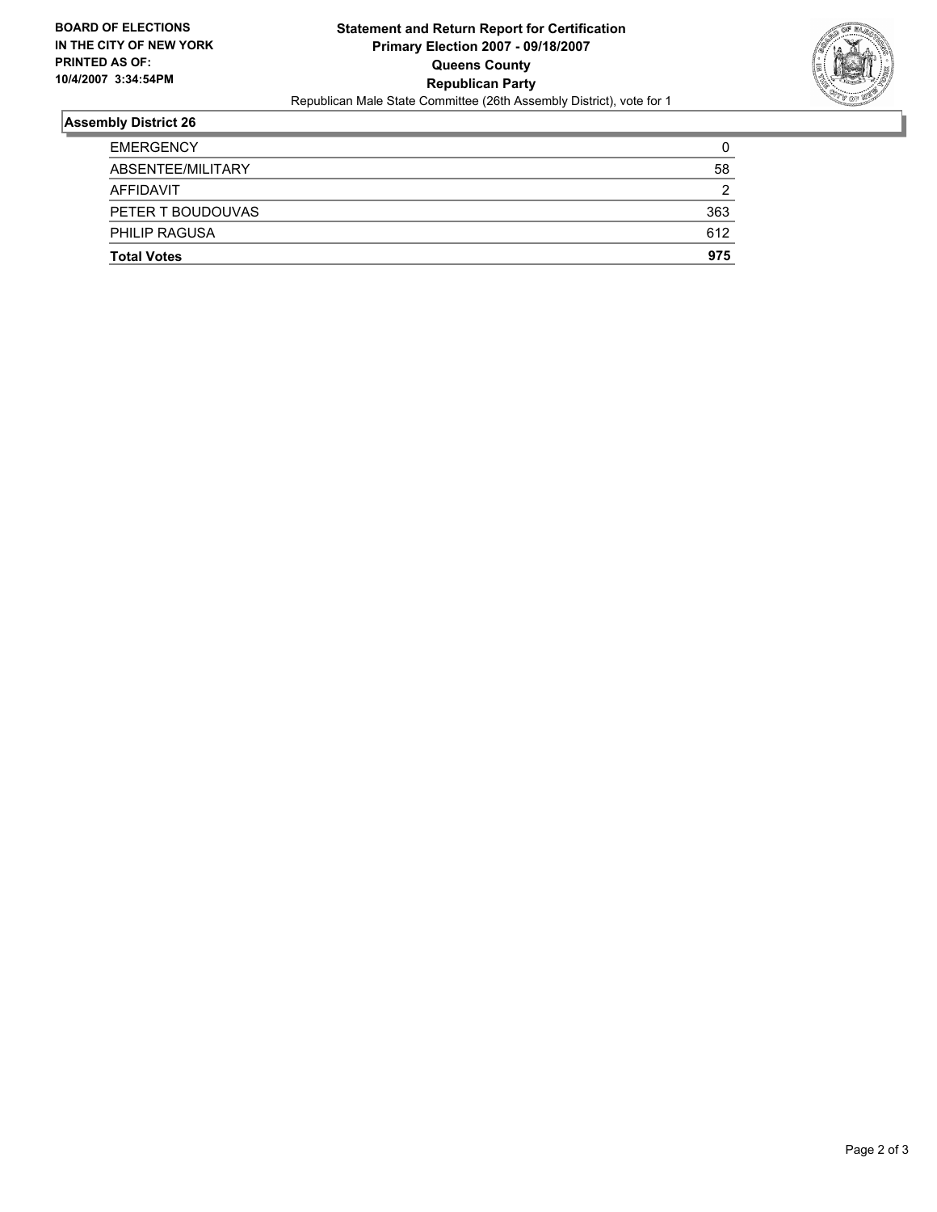**BOARD OF ELECTIONS**
**IN THE CITY OF NEW YORK**
**PRINTED AS OF:**
**10/4/2007 3:34:54PM**

**Statement and Return Report for Certification**
**Primary Election 2007 - 09/18/2007**
**Queens County**
**Republican Party**
Republican Male State Committee (26th Assembly District), vote for 1

### Assembly District 26

| | |
|---|---|
| EMERGENCY | 0 |
| ABSENTEE/MILITARY | 58 |
| AFFIDAVIT | 2 |
| PETER T BOUDOUVAS | 363 |
| PHILIP RAGUSA | 612 |
| **Total Votes** | **975** |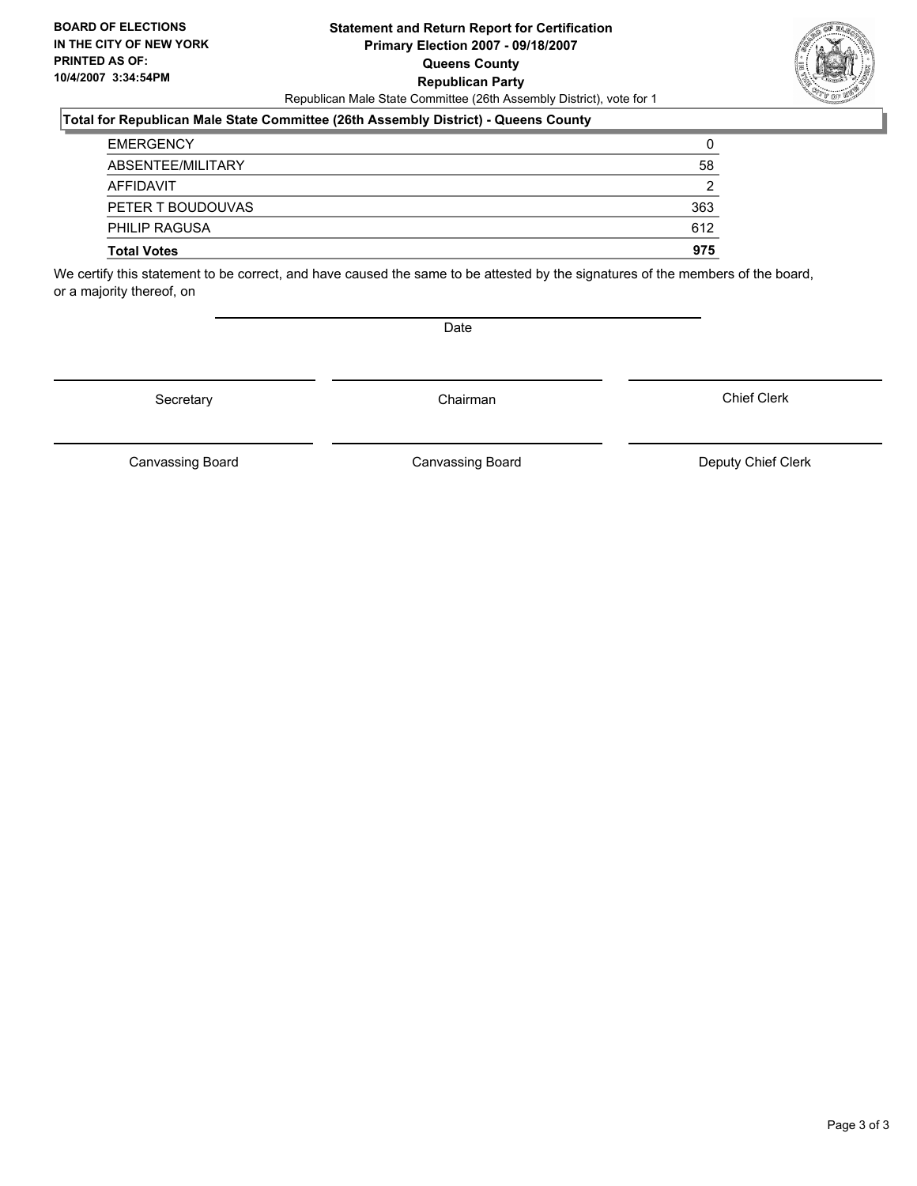**BOARD OF ELECTIONS IN THE CITY OF NEW YORK PRINTED AS OF: 10/4/2007 3:34:54PM**

**Statement and Return Report for Certification**
**Primary Election 2007 - 09/18/2007**
**Queens County**
**Republican Party**
Republican Male State Committee (26th Assembly District), vote for 1

### Total for Republican Male State Committee (26th Assembly District) - Queens County

| | |
|---|---|
| EMERGENCY | 0 |
| ABSENTEE/MILITARY | 58 |
| AFFIDAVIT | 2 |
| PETER T BOUDOUVAS | 363 |
| PHILIP RAGUSA | 612 |
| **Total Votes** | **975** |

We certify this statement to be correct, and have caused the same to be attested by the signatures of the members of the board, or a majority thereof, on

Date

Secretary | Chairman | Chief Clerk

Canvassing Board | Canvassing Board | Deputy Chief Clerk